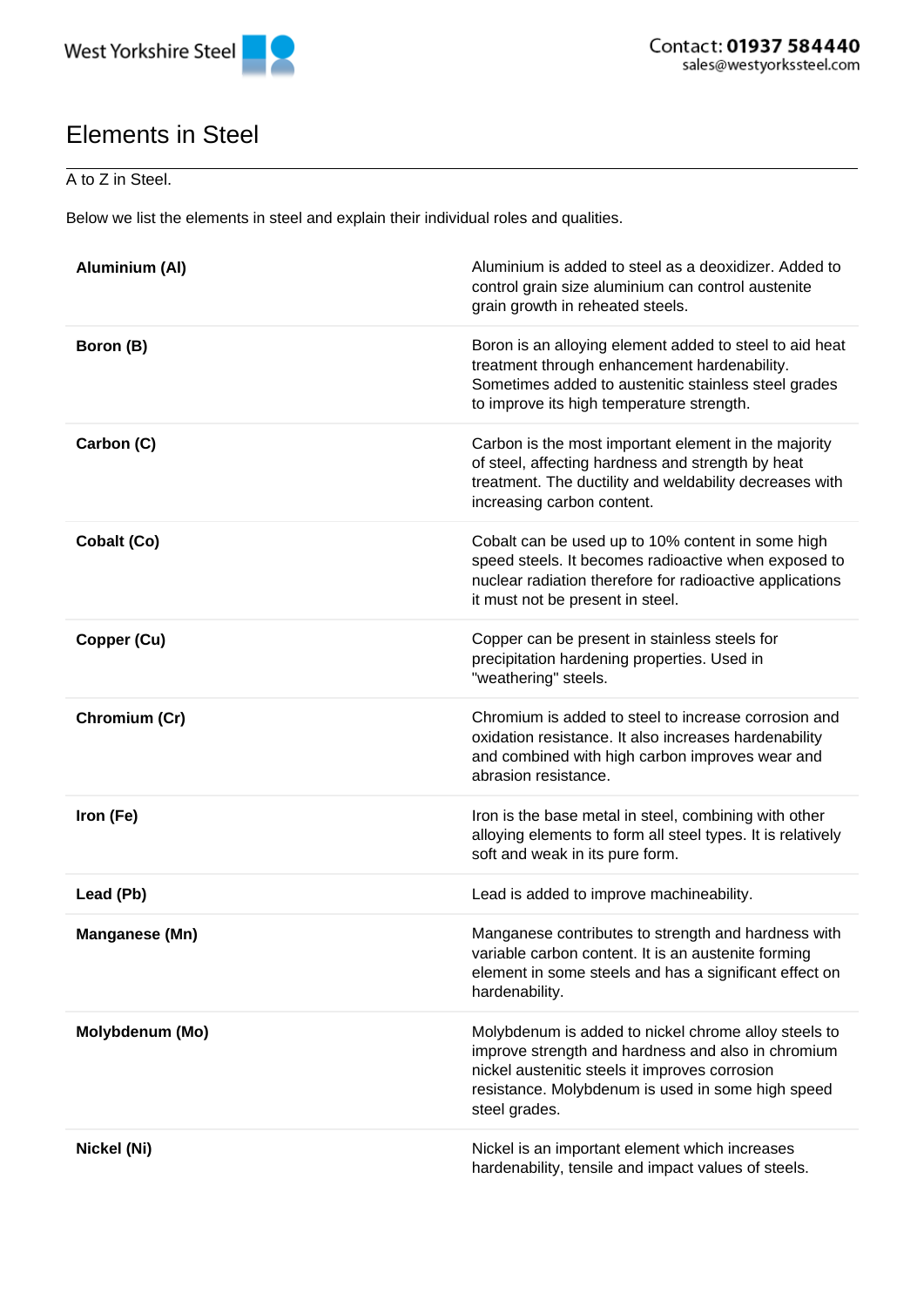# Elements in Steel

A to Z in Steel.

Below we list the elements in steel and explain their individual roles and qualities.

| | |
|---|---|
| **Aluminium (Al)** | Aluminium is added to steel as a deoxidizer. Added to control grain size aluminium can control austenite grain growth in reheated steels. |
| **Boron (B)** | Boron is an alloying element added to steel to aid heat treatment through enhancement hardenability. Sometimes added to austenitic stainless steel grades to improve its high temperature strength. |
| **Carbon (C)** | Carbon is the most important element in the majority of steel, affecting hardness and strength by heat treatment. The ductility and weldability decreases with increasing carbon content. |
| **Cobalt (Co)** | Cobalt can be used up to 10% content in some high speed steels. It becomes radioactive when exposed to nuclear radiation therefore for radioactive applications it must not be present in steel. |
| **Copper (Cu)** | Copper can be present in stainless steels for precipitation hardening properties. Used in "weathering" steels. |
| **Chromium (Cr)** | Chromium is added to steel to increase corrosion and oxidation resistance. It also increases hardenability and combined with high carbon improves wear and abrasion resistance. |
| **Iron (Fe)** | Iron is the base metal in steel, combining with other alloying elements to form all steel types. It is relatively soft and weak in its pure form. |
| **Lead (Pb)** | Lead is added to improve machineability. |
| **Manganese (Mn)** | Manganese contributes to strength and hardness with variable carbon content. It is an austenite forming element in some steels and has a significant effect on hardenability. |
| **Molybdenum (Mo)** | Molybdenum is added to nickel chrome alloy steels to improve strength and hardness and also in chromium nickel austenitic steels it improves corrosion resistance. Molybdenum is used in some high speed steel grades. |
| **Nickel (Ni)** | Nickel is an important element which increases hardenability, tensile and impact values of steels. |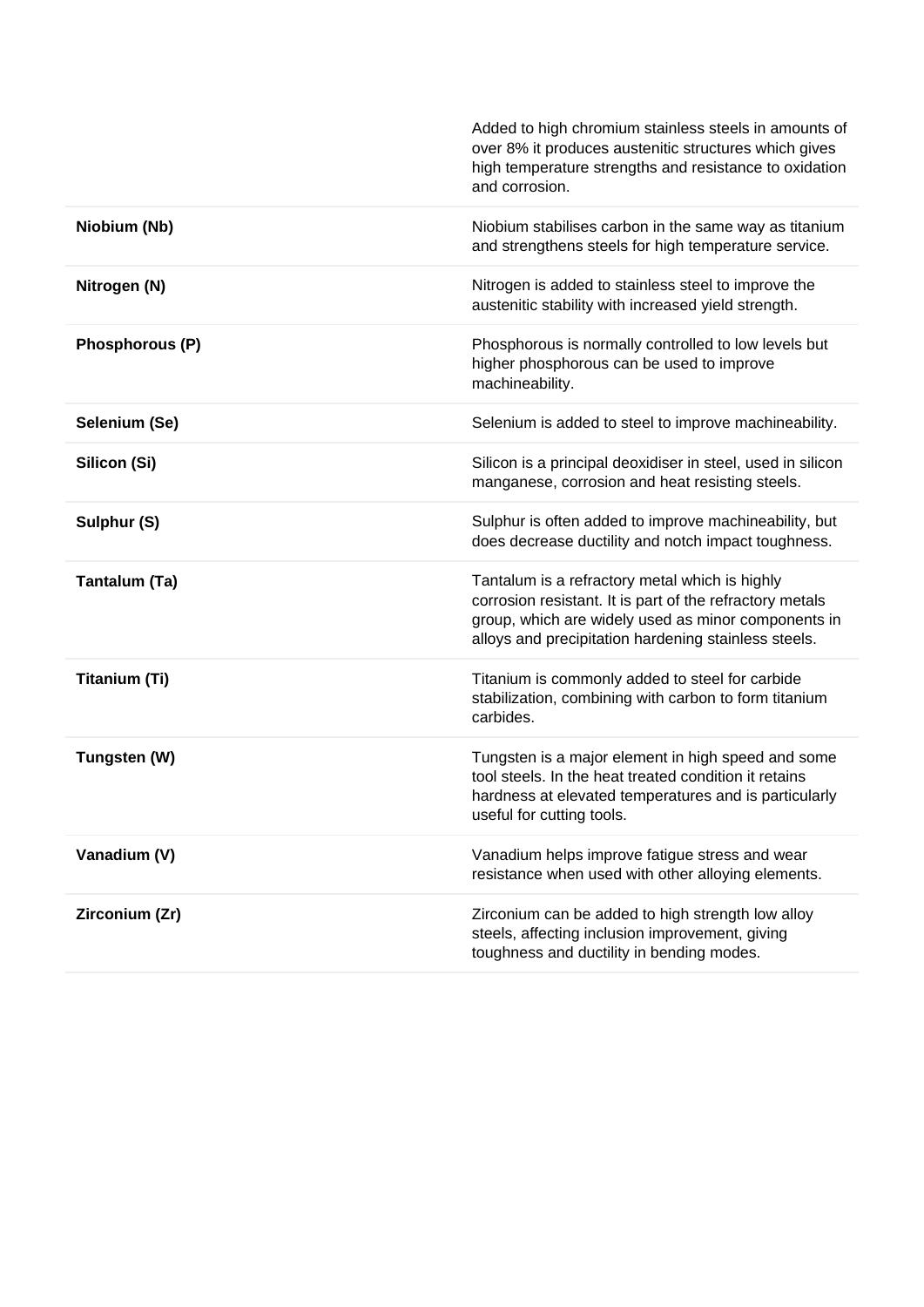| | |
|---|---|
| | Added to high chromium stainless steels in amounts of over 8% it produces austenitic structures which gives high temperature strengths and resistance to oxidation and corrosion. |
| **Niobium (Nb)** | Niobium stabilises carbon in the same way as titanium and strengthens steels for high temperature service. |
| **Nitrogen (N)** | Nitrogen is added to stainless steel to improve the austenitic stability with increased yield strength. |
| **Phosphorous (P)** | Phosphorous is normally controlled to low levels but higher phosphorous can be used to improve machineability. |
| **Selenium (Se)** | Selenium is added to steel to improve machineability. |
| **Silicon (Si)** | Silicon is a principal deoxidiser in steel, used in silicon manganese, corrosion and heat resisting steels. |
| **Sulphur (S)** | Sulphur is often added to improve machineability, but does decrease ductility and notch impact toughness. |
| **Tantalum (Ta)** | Tantalum is a refractory metal which is highly corrosion resistant. It is part of the refractory metals group, which are widely used as minor components in alloys and precipitation hardening stainless steels. |
| **Titanium (Ti)** | Titanium is commonly added to steel for carbide stabilization, combining with carbon to form titanium carbides. |
| **Tungsten (W)** | Tungsten is a major element in high speed and some tool steels. In the heat treated condition it retains hardness at elevated temperatures and is particularly useful for cutting tools. |
| **Vanadium (V)** | Vanadium helps improve fatigue stress and wear resistance when used with other alloying elements. |
| **Zirconium (Zr)** | Zirconium can be added to high strength low alloy steels, affecting inclusion improvement, giving toughness and ductility in bending modes. |